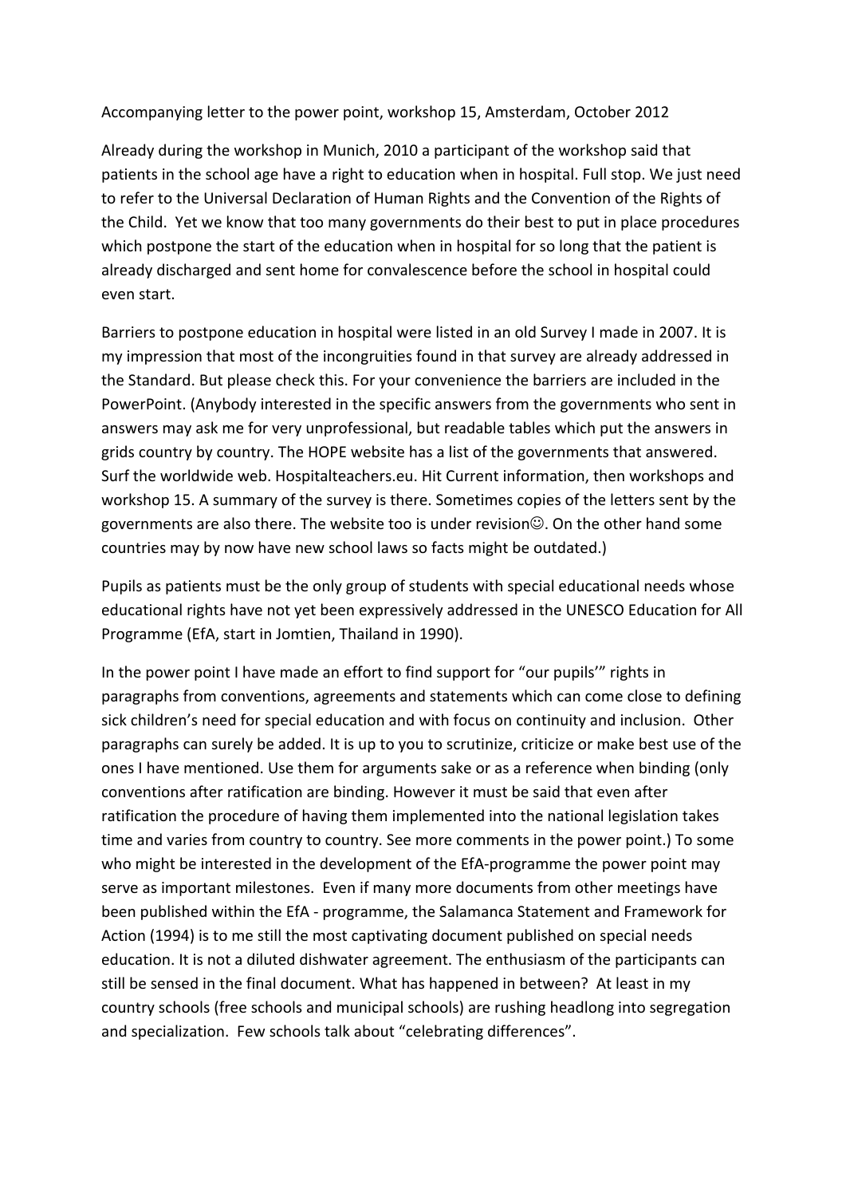Accompanying letter to the power point, workshop 15, Amsterdam, October 2012

Already during the workshop in Munich, 2010 a participant of the workshop said that patients in the school age have a right to education when in hospital. Full stop. We just need to refer to the Universal Declaration of Human Rights and the Convention of the Rights of the Child. Yet we know that too many governments do their best to put in place procedures which postpone the start of the education when in hospital for so long that the patient is already discharged and sent home for convalescence before the school in hospital could even start.

Barriers to postpone education in hospital were listed in an old Survey I made in 2007. It is my impression that most of the incongruities found in that survey are already addressed in the Standard. But please check this. For your convenience the barriers are included in the PowerPoint. (Anybody interested in the specific answers from the governments who sent in answers may ask me for very unprofessional, but readable tables which put the answers in grids country by country. The HOPE website has a list of the governments that answered. Surf the worldwide web. Hospitalteachers.eu. Hit Current information, then workshops and workshop 15. A summary of the survey is there. Sometimes copies of the letters sent by the governments are also there. The website too is under revision☺. On the other hand some countries may by now have new school laws so facts might be outdated.)

Pupils as patients must be the only group of students with special educational needs whose educational rights have not yet been expressively addressed in the UNESCO Education for All Programme (EfA, start in Jomtien, Thailand in 1990).

In the power point I have made an effort to find support for "our pupils'" rights in paragraphs from conventions, agreements and statements which can come close to defining sick children's need for special education and with focus on continuity and inclusion. Other paragraphs can surely be added. It is up to you to scrutinize, criticize or make best use of the ones I have mentioned. Use them for arguments sake or as a reference when binding (only conventions after ratification are binding. However it must be said that even after ratification the procedure of having them implemented into the national legislation takes time and varies from country to country. See more comments in the power point.) To some who might be interested in the development of the EfA-programme the power point may serve as important milestones. Even if many more documents from other meetings have been published within the EfA - programme, the Salamanca Statement and Framework for Action (1994) is to me still the most captivating document published on special needs education. It is not a diluted dishwater agreement. The enthusiasm of the participants can still be sensed in the final document. What has happened in between? At least in my country schools (free schools and municipal schools) are rushing headlong into segregation and specialization. Few schools talk about "celebrating differences".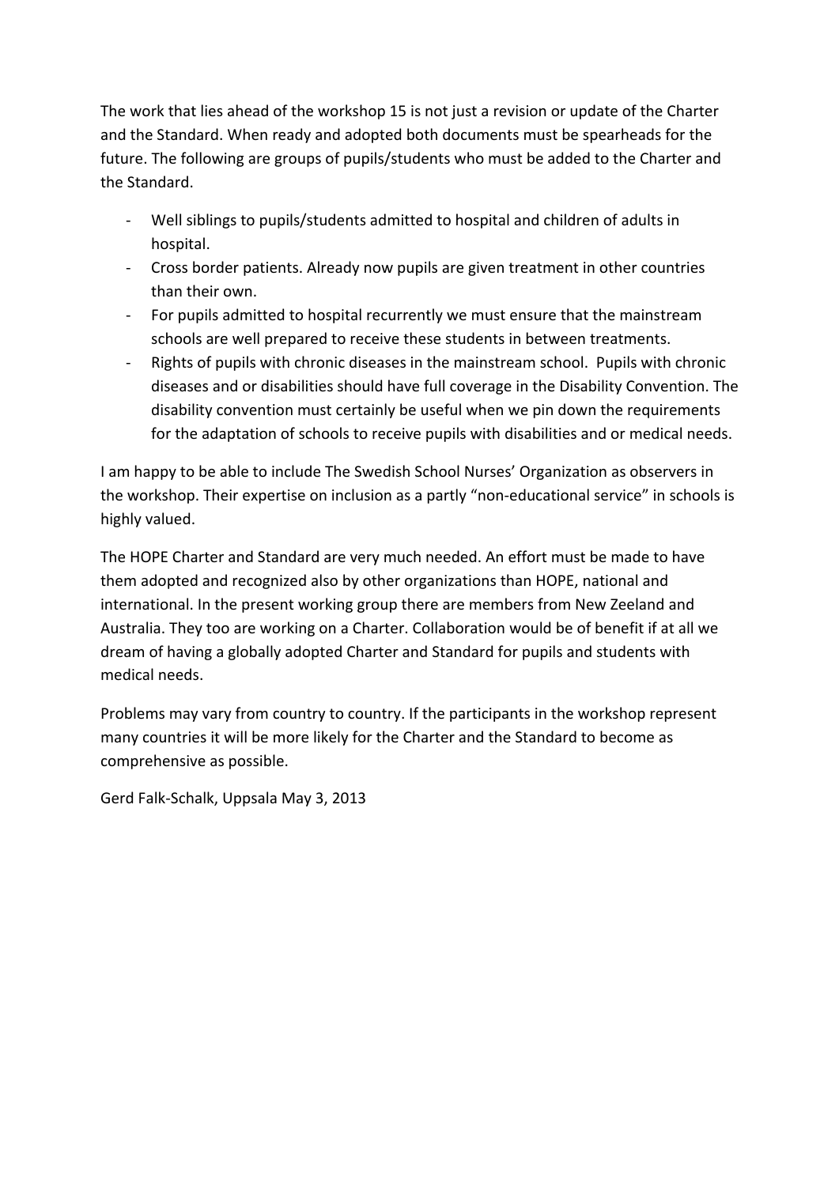The work that lies ahead of the workshop 15 is not just a revision or update of the Charter and the Standard. When ready and adopted both documents must be spearheads for the future. The following are groups of pupils/students who must be added to the Charter and the Standard.

- Well siblings to pupils/students admitted to hospital and children of adults in hospital.
- Cross border patients. Already now pupils are given treatment in other countries than their own.
- For pupils admitted to hospital recurrently we must ensure that the mainstream schools are well prepared to receive these students in between treatments.
- Rights of pupils with chronic diseases in the mainstream school. Pupils with chronic diseases and or disabilities should have full coverage in the Disability Convention. The disability convention must certainly be useful when we pin down the requirements for the adaptation of schools to receive pupils with disabilities and or medical needs.

I am happy to be able to include The Swedish School Nurses' Organization as observers in the workshop. Their expertise on inclusion as a partly "non-educational service" in schools is highly valued.

The HOPE Charter and Standard are very much needed. An effort must be made to have them adopted and recognized also by other organizations than HOPE, national and international. In the present working group there are members from New Zeeland and Australia. They too are working on a Charter. Collaboration would be of benefit if at all we dream of having a globally adopted Charter and Standard for pupils and students with medical needs.

Problems may vary from country to country. If the participants in the workshop represent many countries it will be more likely for the Charter and the Standard to become as comprehensive as possible.

Gerd Falk-Schalk, Uppsala May 3, 2013